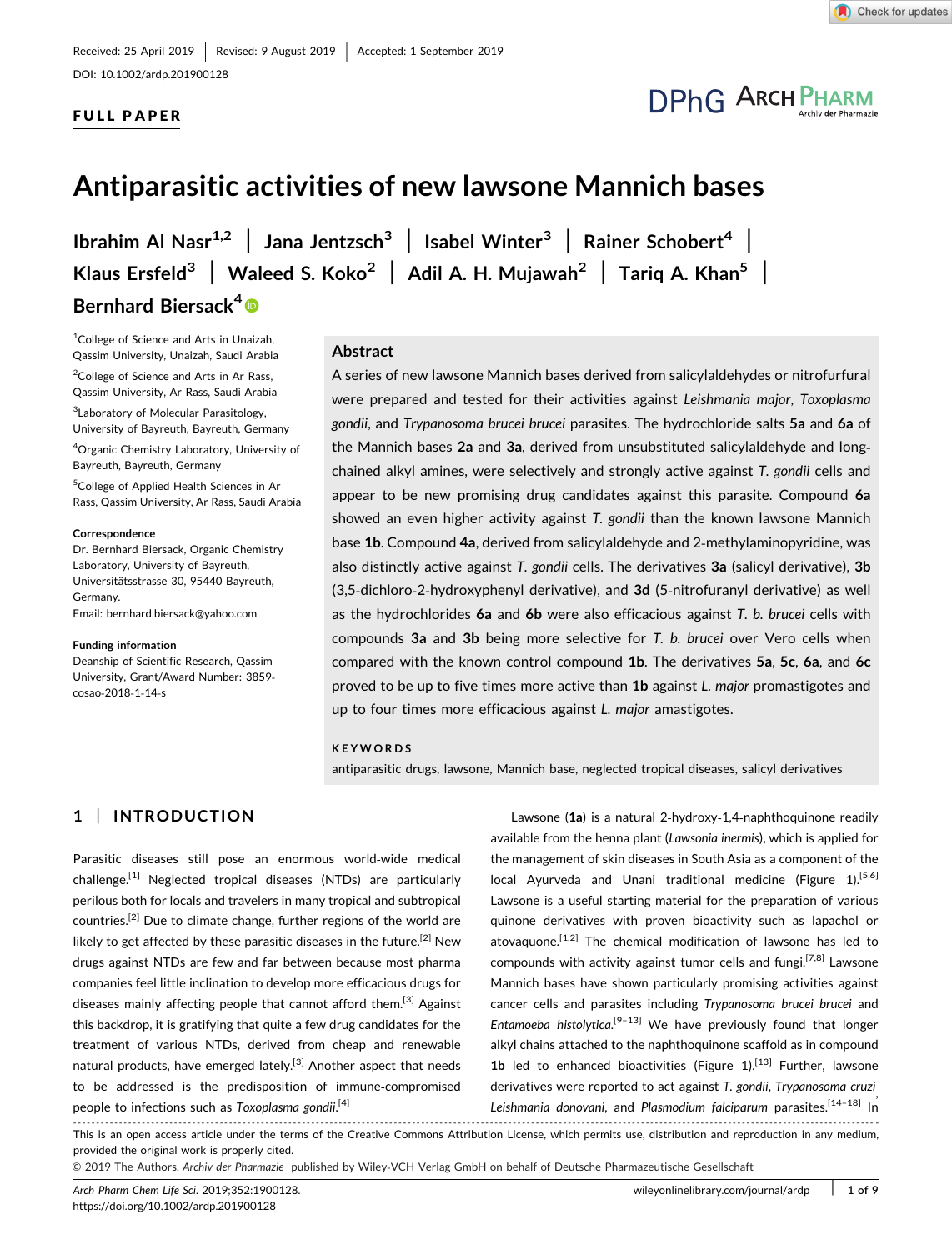Received: 25 April 2019 | Revised: 9 August 2019 | Accepted: 1 September 2019

DOI: 10.1002/ardp.201900128

**FULL PAPER**

# Antiparasitic activities of new lawsone Mannich bases

Ibrahim Al Nasr[1,2] | Jana Jentzsch[3] | Isabel Winter[3] | Rainer Schobert[4] | Klaus Ersfeld[3] | Waleed S. Koko[2] | Adil A. H. Mujawah[2] | Tariq A. Khan[5] | Bernhard Biersack[4]

[1]College of Science and Arts in Unaizah, Qassim University, Unaizah, Saudi Arabia

[2]College of Science and Arts in Ar Rass, Qassim University, Ar Rass, Saudi Arabia

[3]Laboratory of Molecular Parasitology, University of Bayreuth, Bayreuth, Germany

[4]Organic Chemistry Laboratory, University of Bayreuth, Bayreuth, Germany

[5]College of Applied Health Sciences in Ar Rass, Qassim University, Ar Rass, Saudi Arabia

**Correspondence**
Dr. Bernhard Biersack, Organic Chemistry Laboratory, University of Bayreuth, Universitätsstrasse 30, 95440 Bayreuth, Germany.
Email: bernhard.biersack@yahoo.com

**Funding information**
Deanship of Scientific Research, Qassim University, Grant/Award Number: 3859-cosao-2018-1-14-s

## Abstract

A series of new lawsone Mannich bases derived from salicylaldehydes or nitrofurfural were prepared and tested for their activities against *Leishmania major*, *Toxoplasma gondii*, and *Trypanosoma brucei brucei* parasites. The hydrochloride salts **5a** and **6a** of the Mannich bases **2a** and **3a**, derived from unsubstituted salicylaldehyde and long-chained alkyl amines, were selectively and strongly active against *T. gondii* cells and appear to be new promising drug candidates against this parasite. Compound **6a** showed an even higher activity against *T. gondii* than the known lawsone Mannich base **1b**. Compound **4a**, derived from salicylaldehyde and 2-methylaminopyridine, was also distinctly active against *T. gondii* cells. The derivatives **3a** (salicyl derivative), **3b** (3,5-dichloro-2-hydroxyphenyl derivative), and **3d** (5-nitrofuranyl derivative) as well as the hydrochlorides **6a** and **6b** were also efficacious against *T. b. brucei* cells with compounds **3a** and **3b** being more selective for *T. b. brucei* over Vero cells when compared with the known control compound **1b**. The derivatives **5a**, **5c**, **6a**, and **6c** proved to be up to five times more active than **1b** against *L. major* promastigotes and up to four times more efficacious against *L. major* amastigotes.

**KEYWORDS**

antiparasitic drugs, lawsone, Mannich base, neglected tropical diseases, salicyl derivatives

## 1 | INTRODUCTION

Parasitic diseases still pose an enormous world-wide medical challenge.[1] Neglected tropical diseases (NTDs) are particularly perilous both for locals and travelers in many tropical and subtropical countries.[2] Due to climate change, further regions of the world are likely to get affected by these parasitic diseases in the future.[2] New drugs against NTDs are few and far between because most pharma companies feel little inclination to develop more efficacious drugs for diseases mainly affecting people that cannot afford them.[3] Against this backdrop, it is gratifying that quite a few drug candidates for the treatment of various NTDs, derived from cheap and renewable natural products, have emerged lately.[3] Another aspect that needs to be addressed is the predisposition of immune-compromised people to infections such as *Toxoplasma gondii*.[4]

Lawsone (**1a**) is a natural 2-hydroxy-1,4-naphthoquinone readily available from the henna plant (*Lawsonia inermis*), which is applied for the management of skin diseases in South Asia as a component of the local Ayurveda and Unani traditional medicine (Figure 1).[5,6] Lawsone is a useful starting material for the preparation of various quinone derivatives with proven bioactivity such as lapachol or atovaquone.[1,2] The chemical modification of lawsone has led to compounds with activity against tumor cells and fungi.[7,8] Lawsone Mannich bases have shown particularly promising activities against cancer cells and parasites including *Trypanosoma brucei brucei* and *Entamoeba histolytica*.[9–13] We have previously found that longer alkyl chains attached to the naphthoquinone scaffold as in compound **1b** led to enhanced bioactivities (Figure 1).[13] Further, lawsone derivatives were reported to act against *T. gondii*, *Trypanosoma cruzi*, *Leishmania donovani*, and *Plasmodium falciparum* parasites.[14–18] In

This is an open access article under the terms of the Creative Commons Attribution License, which permits use, distribution and reproduction in any medium, provided the original work is properly cited.

© 2019 The Authors. *Archiv der Pharmazie* published by Wiley-VCH Verlag GmbH on behalf of Deutsche Pharmazeutische Gesellschaft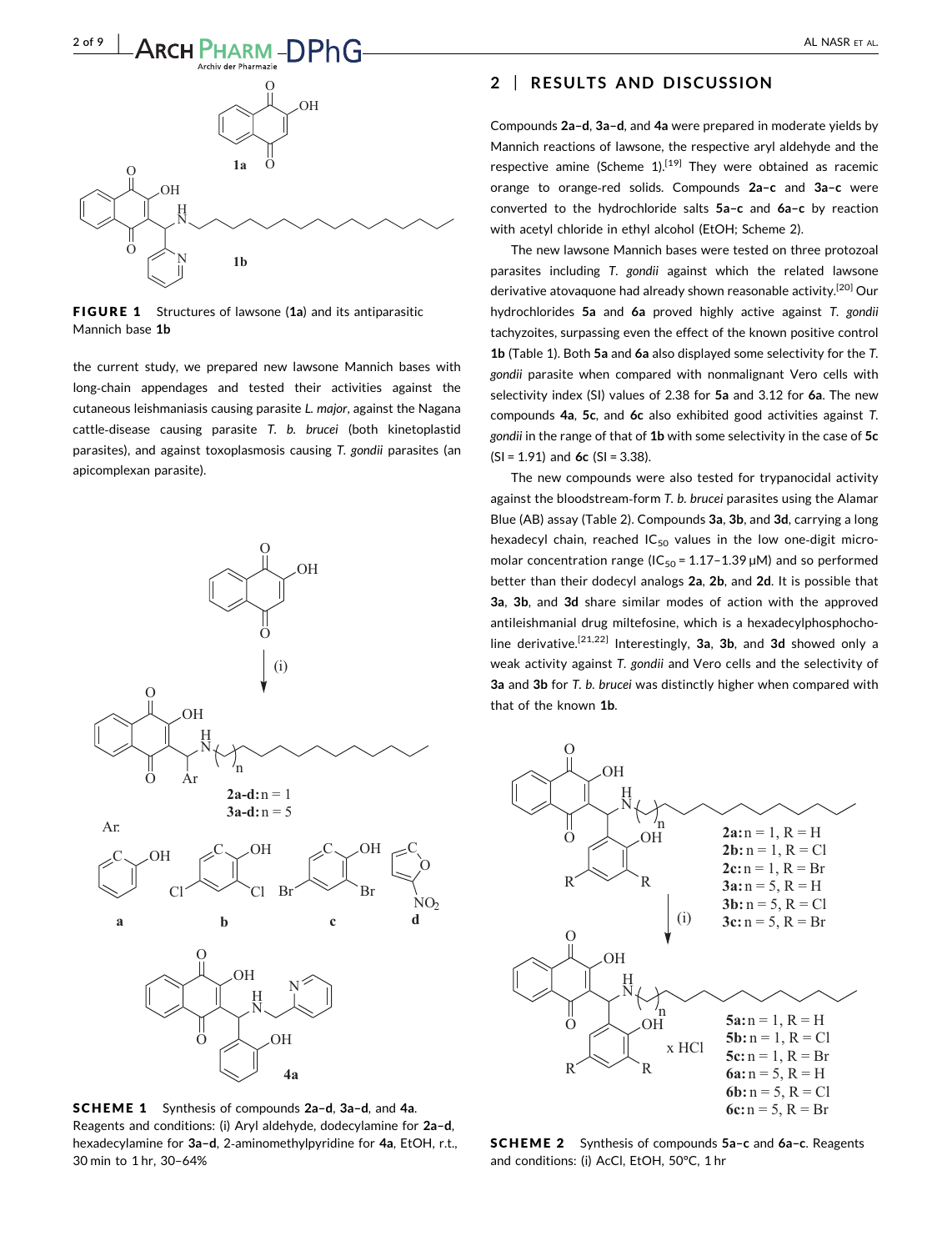FIGURE 1 Structures of lawsone (**1a**) and its antiparasitic Mannich base **1b**

the current study, we prepared new lawsone Mannich bases with long-chain appendages and tested their activities against the cutaneous leishmaniasis causing parasite *L. major*, against the Nagana cattle-disease causing parasite *T. b. brucei* (both kinetoplastid parasites), and against toxoplasmosis causing *T. gondii* parasites (an apicomplexan parasite).

SCHEME 1 Synthesis of compounds **2a–d**, **3a–d**, and **4a**. Reagents and conditions: (i) Aryl aldehyde, dodecylamine for **2a–d**, hexadecylamine for **3a–d**, 2-aminomethylpyridine for **4a**, EtOH, r.t., 30 min to 1 hr, 30–64%

## 2 | RESULTS AND DISCUSSION

Compounds **2a–d**, **3a–d**, and **4a** were prepared in moderate yields by Mannich reactions of lawsone, the respective aryl aldehyde and the respective amine (Scheme 1).[19] They were obtained as racemic orange to orange-red solids. Compounds **2a–c** and **3a–c** were converted to the hydrochloride salts **5a–c** and **6a–c** by reaction with acetyl chloride in ethyl alcohol (EtOH; Scheme 2).

The new lawsone Mannich bases were tested on three protozoal parasites including *T. gondii* against which the related lawsone derivative atovaquone had already shown reasonable activity.[20] Our hydrochlorides **5a** and **6a** proved highly active against *T. gondii* tachyzoites, surpassing even the effect of the known positive control **1b** (Table 1). Both **5a** and **6a** also displayed some selectivity for the *T. gondii* parasite when compared with nonmalignant Vero cells with selectivity index (SI) values of 2.38 for **5a** and 3.12 for **6a**. The new compounds **4a**, **5c**, and **6c** also exhibited good activities against *T. gondii* in the range of that of **1b** with some selectivity in the case of **5c** (SI = 1.91) and **6c** (SI = 3.38).

The new compounds were also tested for trypanocidal activity against the bloodstream-form *T. b. brucei* parasites using the Alamar Blue (AB) assay (Table 2). Compounds **3a**, **3b**, and **3d**, carrying a long hexadecyl chain, reached $IC_{50}$ values in the low one-digit micromolar concentration range ($IC_{50}$ = 1.17–1.39 µM) and so performed better than their dodecyl analogs **2a**, **2b**, and **2d**. It is possible that **3a**, **3b**, and **3d** share similar modes of action with the approved antileishmanial drug miltefosine, which is a hexadecylphosphocholine derivative.[21,22] Interestingly, **3a**, **3b**, and **3d** showed only a weak activity against *T. gondii* and Vero cells and the selectivity of **3a** and **3b** for *T. b. brucei* was distinctly higher when compared with that of the known **1b**.

SCHEME 2 Synthesis of compounds **5a–c** and **6a–c**. Reagents and conditions: (i) AcCl, EtOH, 50°C, 1 hr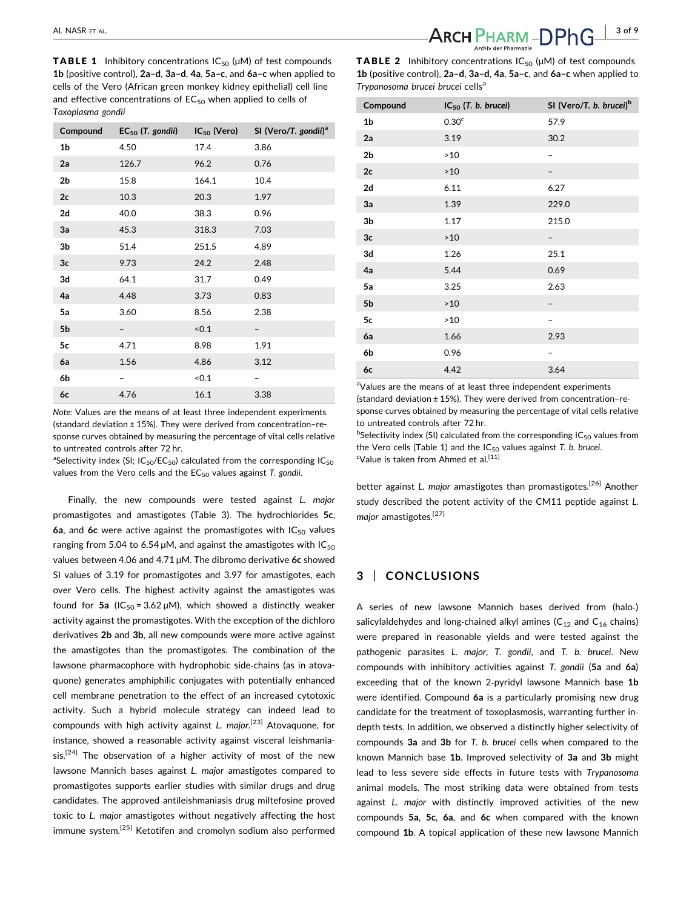**TABLE 1** Inhibitory concentrations $IC_{50}$ (µM) of test compounds **1b** (positive control), **2a–d**, **3a–d**, **4a**, **5a–c**, and **6a–c** when applied to cells of the Vero (African green monkey kidney epithelial) cell line and effective concentrations of $EC_{50}$ when applied to cells of *Toxoplasma gondii*

| Compound | $EC_{50}$ (*T. gondii*) | $IC_{50}$ (Vero) | SI (Vero/*T. gondii*)[a] |
|---|---|---|---|
| **1b** | 4.50 | 17.4 | 3.86 |
| **2a** | 126.7 | 96.2 | 0.76 |
| **2b** | 15.8 | 164.1 | 10.4 |
| **2c** | 10.3 | 20.3 | 1.97 |
| **2d** | 40.0 | 38.3 | 0.96 |
| **3a** | 45.3 | 318.3 | 7.03 |
| **3b** | 51.4 | 251.5 | 4.89 |
| **3c** | 9.73 | 24.2 | 2.48 |
| **3d** | 64.1 | 31.7 | 0.49 |
| **4a** | 4.48 | 3.73 | 0.83 |
| **5a** | 3.60 | 8.56 | 2.38 |
| **5b** | – | <0.1 | – |
| **5c** | 4.71 | 8.98 | 1.91 |
| **6a** | 1.56 | 4.86 | 3.12 |
| **6b** | – | <0.1 | – |
| **6c** | 4.76 | 16.1 | 3.38 |

*Note:* Values are the means of at least three independent experiments (standard deviation ± 15%). They were derived from concentration–response curves obtained by measuring the percentage of vital cells relative to untreated controls after 72 hr.

[a]Selectivity index (SI; $IC_{50}/EC_{50}$) calculated from the corresponding $IC_{50}$ values from the Vero cells and the $EC_{50}$ values against *T. gondii*.

Finally, the new compounds were tested against *L. major* promastigotes and amastigotes (Table 3). The hydrochlorides **5c**, **6a**, and **6c** were active against the promastigotes with $IC_{50}$ values ranging from 5.04 to 6.54 µM, and against the amastigotes with $IC_{50}$ values between 4.06 and 4.71 µM. The dibromo derivative **6c** showed SI values of 3.19 for promastigotes and 3.97 for amastigotes, each over Vero cells. The highest activity against the amastigotes was found for **5a** ($IC_{50}$ = 3.62 µM), which showed a distinctly weaker activity against the promastigotes. With the exception of the dichloro derivatives **2b** and **3b**, all new compounds were more active against the amastigotes than the promastigotes. The combination of the lawsone pharmacophore with hydrophobic side-chains (as in atovaquone) generates amphiphilic conjugates with potentially enhanced cell membrane penetration to the effect of an increased cytotoxic activity. Such a hybrid molecule strategy can indeed lead to compounds with high activity against *L. major*.[23] Atovaquone, for instance, showed a reasonable activity against visceral leishmaniasis.[24] The observation of a higher activity of most of the new lawsone Mannich bases against *L. major* amastigotes compared to promastigotes supports earlier studies with similar drugs and drug candidates. The approved antileishmaniasis drug miltefosine proved toxic to *L. major* amastigotes without negatively affecting the host immune system.[25] Ketotifen and cromolyn sodium also performed better against *L. major* amastigotes than promastigotes.[26] Another study described the potent activity of the CM11 peptide against *L. major* amastigotes.[27]

**TABLE 2** Inhibitory concentrations $IC_{50}$ (µM) of test compounds **1b** (positive control), **2a–d**, **3a–d**, **4a**, **5a–c**, and **6a–c** when applied to *Trypanosoma brucei brucei* cells[a]

| Compound | $IC_{50}$ (*T. b. brucei*) | SI (Vero/*T. b. brucei*)[b] |
|---|---|---|
| **1b** | 0.30[c] | 57.9 |
| **2a** | 3.19 | 30.2 |
| **2b** | >10 | – |
| **2c** | >10 | – |
| **2d** | 6.11 | 6.27 |
| **3a** | 1.39 | 229.0 |
| **3b** | 1.17 | 215.0 |
| **3c** | >10 | – |
| **3d** | 1.26 | 25.1 |
| **4a** | 5.44 | 0.69 |
| **5a** | 3.25 | 2.63 |
| **5b** | >10 | – |
| **5c** | >10 | – |
| **6a** | 1.66 | 2.93 |
| **6b** | 0.96 | – |
| **6c** | 4.42 | 3.64 |

[a]Values are the means of at least three independent experiments (standard deviation ± 15%). They were derived from concentration–response curves obtained by measuring the percentage of vital cells relative to untreated controls after 72 hr.

[b]Selectivity index (SI) calculated from the corresponding $IC_{50}$ values from the Vero cells (Table 1) and the $IC_{50}$ values against *T. b. brucei*.

[c]Value is taken from Ahmed et al.[11]

## 3 | CONCLUSIONS

A series of new lawsone Mannich bases derived from (halo-) salicylaldehydes and long-chained alkyl amines ($C_{12}$ and $C_{16}$ chains) were prepared in reasonable yields and were tested against the pathogenic parasites *L. major*, *T. gondii*, and *T. b. brucei*. New compounds with inhibitory activities against *T. gondii* (**5a** and **6a**) exceeding that of the known 2-pyridyl lawsone Mannich base **1b** were identified. Compound **6a** is a particularly promising new drug candidate for the treatment of toxoplasmosis, warranting further in-depth tests. In addition, we observed a distinctly higher selectivity of compounds **3a** and **3b** for *T. b. brucei* cells when compared to the known Mannich base **1b**. Improved selectivity of **3a** and **3b** might lead to less severe side effects in future tests with *Trypanosoma* animal models. The most striking data were obtained from tests against *L. major* with distinctly improved activities of the new compounds **5a**, **5c**, **6a**, and **6c** when compared with the known compound **1b**. A topical application of these new lawsone Mannich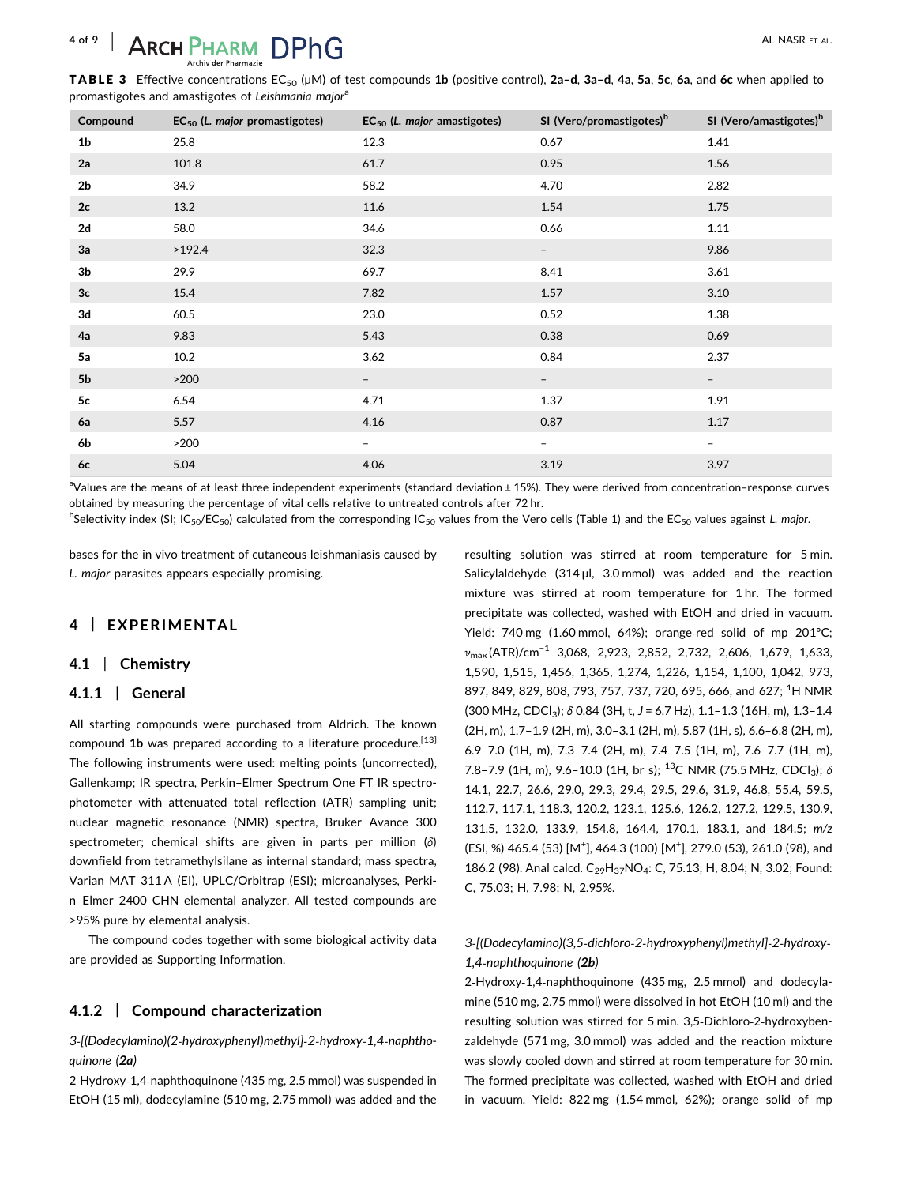**TABLE 3** Effective concentrations $EC_{50}$ (µM) of test compounds **1b** (positive control), **2a–d**, **3a–d**, **4a**, **5a**, **5c**, **6a**, and **6c** when applied to promastigotes and amastigotes of *Leishmania major*[a]

| Compound | $EC_{50}$ (*L. major* promastigotes) | $EC_{50}$ (*L. major* amastigotes) | SI (Vero/promastigotes)[b] | SI (Vero/amastigotes)[b] |
|---|---|---|---|---|
| **1b** | 25.8 | 12.3 | 0.67 | 1.41 |
| **2a** | 101.8 | 61.7 | 0.95 | 1.56 |
| **2b** | 34.9 | 58.2 | 4.70 | 2.82 |
| **2c** | 13.2 | 11.6 | 1.54 | 1.75 |
| **2d** | 58.0 | 34.6 | 0.66 | 1.11 |
| **3a** | >192.4 | 32.3 | – | 9.86 |
| **3b** | 29.9 | 69.7 | 8.41 | 3.61 |
| **3c** | 15.4 | 7.82 | 1.57 | 3.10 |
| **3d** | 60.5 | 23.0 | 0.52 | 1.38 |
| **4a** | 9.83 | 5.43 | 0.38 | 0.69 |
| **5a** | 10.2 | 3.62 | 0.84 | 2.37 |
| **5b** | >200 | – | – | – |
| **5c** | 6.54 | 4.71 | 1.37 | 1.91 |
| **6a** | 5.57 | 4.16 | 0.87 | 1.17 |
| **6b** | >200 | – | – | – |
| **6c** | 5.04 | 4.06 | 3.19 | 3.97 |

[a]Values are the means of at least three independent experiments (standard deviation ± 15%). They were derived from concentration–response curves obtained by measuring the percentage of vital cells relative to untreated controls after 72 hr.

[b]Selectivity index (SI; $IC_{50}/EC_{50}$) calculated from the corresponding $IC_{50}$ values from the Vero cells (Table 1) and the $EC_{50}$ values against *L. major*.

bases for the in vivo treatment of cutaneous leishmaniasis caused by *L. major* parasites appears especially promising.

## 4 | EXPERIMENTAL

### 4.1 | Chemistry

#### 4.1.1 | General

All starting compounds were purchased from Aldrich. The known compound **1b** was prepared according to a literature procedure.[13] The following instruments were used: melting points (uncorrected), Gallenkamp; IR spectra, Perkin–Elmer Spectrum One FT-IR spectrophotometer with attenuated total reflection (ATR) sampling unit; nuclear magnetic resonance (NMR) spectra, Bruker Avance 300 spectrometer; chemical shifts are given in parts per million (δ) downfield from tetramethylsilane as internal standard; mass spectra, Varian MAT 311 A (EI), UPLC/Orbitrap (ESI); microanalyses, Perkin–Elmer 2400 CHN elemental analyzer. All tested compounds are >95% pure by elemental analysis.

The compound codes together with some biological activity data are provided as Supporting Information.

#### 4.1.2 | Compound characterization

*3-[(Dodecylamino)(2-hydroxyphenyl)methyl]-2-hydroxy-1,4-naphthoquinone (**2a**)*

2-Hydroxy-1,4-naphthoquinone (435 mg, 2.5 mmol) was suspended in EtOH (15 ml), dodecylamine (510 mg, 2.75 mmol) was added and the resulting solution was stirred at room temperature for 5 min. Salicylaldehyde (314 µl, 3.0 mmol) was added and the reaction mixture was stirred at room temperature for 1 hr. The formed precipitate was collected, washed with EtOH and dried in vacuum. Yield: 740 mg (1.60 mmol, 64%); orange-red solid of mp 201°C; $\nu_{max}$ (ATR)/cm$^{-1}$ 3,068, 2,923, 2,852, 2,732, 2,606, 1,679, 1,633, 1,590, 1,515, 1,456, 1,365, 1,274, 1,226, 1,154, 1,100, 1,042, 973, 897, 849, 829, 808, 793, 757, 737, 720, 695, 666, and 627; $^{1}$H NMR (300 MHz, $CDCl_3$); δ 0.84 (3H, t, *J* = 6.7 Hz), 1.1–1.3 (16H, m), 1.3–1.4 (2H, m), 1.7–1.9 (2H, m), 3.0–3.1 (2H, m), 5.87 (1H, s), 6.6–6.8 (2H, m), 6.9–7.0 (1H, m), 7.3–7.4 (2H, m), 7.4–7.5 (1H, m), 7.6–7.7 (1H, m), 7.8–7.9 (1H, m), 9.6–10.0 (1H, br s); $^{13}$C NMR (75.5 MHz, $CDCl_3$); δ 14.1, 22.7, 26.6, 29.0, 29.3, 29.4, 29.5, 29.6, 31.9, 46.8, 55.4, 59.5, 112.7, 117.1, 118.3, 120.2, 123.1, 125.6, 126.2, 127.2, 129.5, 130.9, 131.5, 132.0, 133.9, 154.8, 164.4, 170.1, 183.1, and 184.5; *m/z* (ESI, %) 465.4 (53) [M$^+$], 464.3 (100) [M$^+$], 279.0 (53), 261.0 (98), and 186.2 (98). Anal calcd. $C_{29}H_{37}NO_4$: C, 75.13; H, 8.04; N, 3.02; Found: C, 75.03; H, 7.98; N, 2.95%.

*3-[(Dodecylamino)(3,5-dichloro-2-hydroxyphenyl)methyl]-2-hydroxy-1,4-naphthoquinone (**2b**)*

2-Hydroxy-1,4-naphthoquinone (435 mg, 2.5 mmol) and dodecylamine (510 mg, 2.75 mmol) were dissolved in hot EtOH (10 ml) and the resulting solution was stirred for 5 min. 3,5-Dichloro-2-hydroxybenzaldehyde (571 mg, 3.0 mmol) was added and the reaction mixture was slowly cooled down and stirred at room temperature for 30 min. The formed precipitate was collected, washed with EtOH and dried in vacuum. Yield: 822 mg (1.54 mmol, 62%); orange solid of mp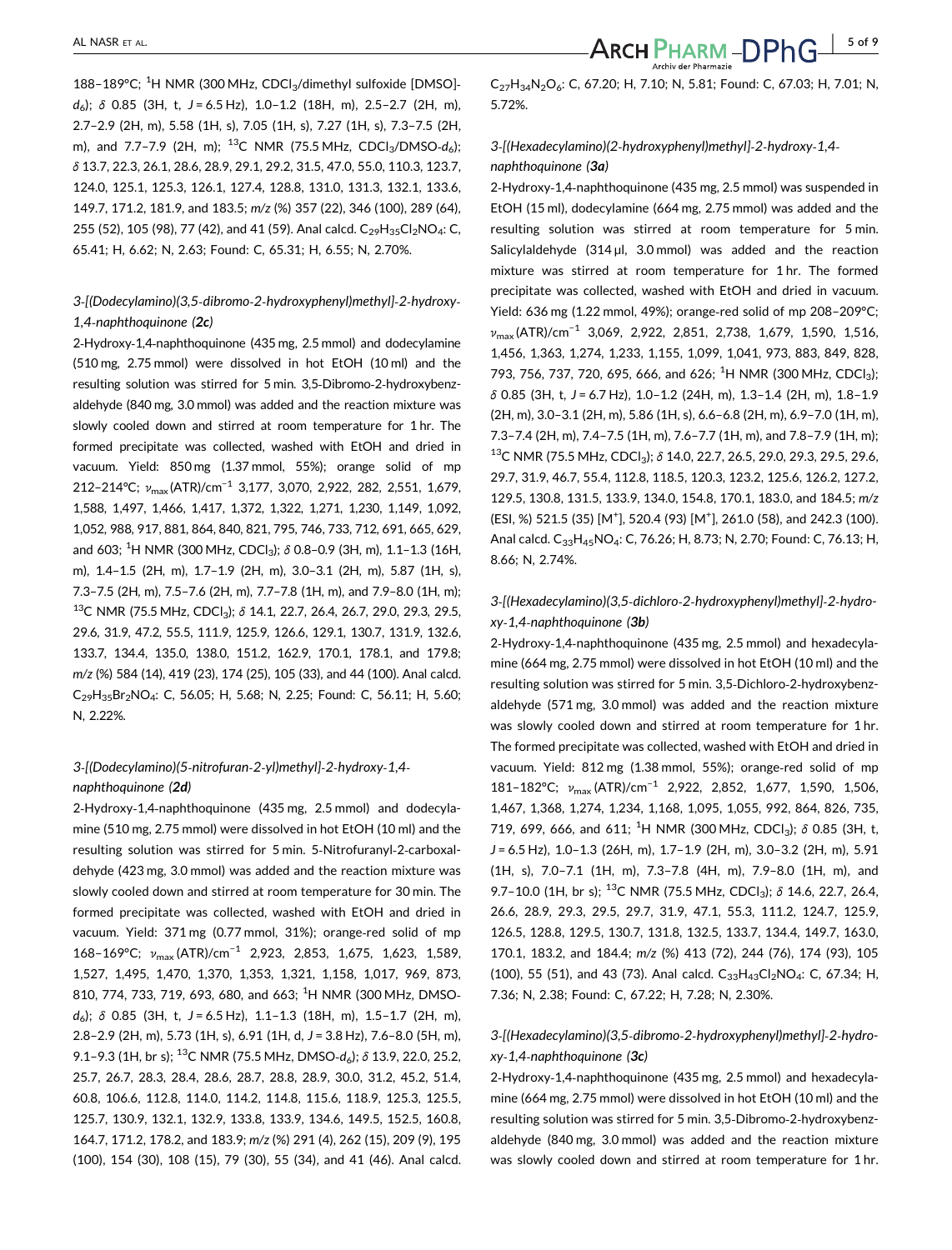188–189°C; $^{1}$H NMR (300 MHz, $CDCl_3$/dimethyl sulfoxide [DMSO]-$d_6$); δ 0.85 (3H, t, $J = 6.5$ Hz), 1.0–1.2 (18H, m), 2.5–2.7 (2H, m), 2.7–2.9 (2H, m), 5.58 (1H, s), 7.05 (1H, s), 7.27 (1H, s), 7.3–7.5 (2H, m), and 7.7–7.9 (2H, m); $^{13}$C NMR (75.5 MHz, $CDCl_3$/DMSO-$d_6$); δ 13.7, 22.3, 26.1, 28.6, 28.9, 29.1, 29.2, 31.5, 47.0, 55.0, 110.3, 123.7, 124.0, 125.1, 125.3, 126.1, 127.4, 128.8, 131.0, 131.3, 132.1, 133.6, 149.7, 171.2, 181.9, and 183.5; m/z (%) 357 (22), 346 (100), 289 (64), 255 (52), 105 (98), 77 (42), and 41 (59). Anal calcd. $C_{29}H_{35}Cl_2NO_4$: C, 65.41; H, 6.62; N, 2.63; Found: C, 65.31; H, 6.55; N, 2.70%.

### *3-[(Dodecylamino)(3,5-dibromo-2-hydroxyphenyl)methyl]-2-hydroxy-1,4-naphthoquinone (**2c**)*

2-Hydroxy-1,4-naphthoquinone (435 mg, 2.5 mmol) and dodecylamine (510 mg, 2.75 mmol) were dissolved in hot EtOH (10 ml) and the resulting solution was stirred for 5 min. 3,5-Dibromo-2-hydroxybenzaldehyde (840 mg, 3.0 mmol) was added and the reaction mixture was slowly cooled down and stirred at room temperature for 1 hr. The formed precipitate was collected, washed with EtOH and dried in vacuum. Yield: 850 mg (1.37 mmol, 55%); orange solid of mp 212–214°C; $\nu_{max}$(ATR)/cm$^{-1}$ 3,177, 3,070, 2,922, 282, 2,551, 1,679, 1,588, 1,497, 1,466, 1,417, 1,372, 1,322, 1,271, 1,230, 1,149, 1,092, 1,052, 988, 917, 881, 864, 840, 821, 795, 746, 733, 712, 691, 665, 629, and 603; $^{1}$H NMR (300 MHz, $CDCl_3$); δ 0.8–0.9 (3H, m), 1.1–1.3 (16H, m), 1.4–1.5 (2H, m), 1.7–1.9 (2H, m), 3.0–3.1 (2H, m), 5.87 (1H, s), 7.3–7.5 (2H, m), 7.5–7.6 (2H, m), 7.7–7.8 (1H, m), and 7.9–8.0 (1H, m); $^{13}$C NMR (75.5 MHz, $CDCl_3$); δ 14.1, 22.7, 26.4, 26.7, 29.0, 29.3, 29.5, 29.6, 31.9, 47.2, 55.5, 111.9, 125.9, 126.6, 129.1, 130.7, 131.9, 132.6, 133.7, 134.4, 135.0, 138.0, 151.2, 162.9, 170.1, 178.1, and 179.8; m/z (%) 584 (14), 419 (23), 174 (25), 105 (33), and 44 (100). Anal calcd. $C_{29}H_{35}Br_2NO_4$: C, 56.05; H, 5.68; N, 2.25; Found: C, 56.11; H, 5.60; N, 2.22%.

### *3-[(Dodecylamino)(5-nitrofuran-2-yl)methyl]-2-hydroxy-1,4-naphthoquinone (**2d**)*

2-Hydroxy-1,4-naphthoquinone (435 mg, 2.5 mmol) and dodecylamine (510 mg, 2.75 mmol) were dissolved in hot EtOH (10 ml) and the resulting solution was stirred for 5 min. 5-Nitrofuranyl-2-carboxaldehyde (423 mg, 3.0 mmol) was added and the reaction mixture was slowly cooled down and stirred at room temperature for 30 min. The formed precipitate was collected, washed with EtOH and dried in vacuum. Yield: 371 mg (0.77 mmol, 31%); orange-red solid of mp 168–169°C; $\nu_{max}$(ATR)/cm$^{-1}$ 2,923, 2,853, 1,675, 1,623, 1,589, 1,527, 1,495, 1,470, 1,370, 1,353, 1,321, 1,158, 1,017, 969, 873, 810, 774, 733, 719, 693, 680, and 663; $^{1}$H NMR (300 MHz, DMSO-$d_6$); δ 0.85 (3H, t, $J = 6.5$ Hz), 1.1–1.3 (18H, m), 1.5–1.7 (2H, m), 2.8–2.9 (2H, m), 5.73 (1H, s), 6.91 (1H, d, $J = 3.8$ Hz), 7.6–8.0 (5H, m), 9.1–9.3 (1H, br s); $^{13}$C NMR (75.5 MHz, DMSO-$d_6$); δ 13.9, 22.0, 25.2, 25.7, 26.7, 28.3, 28.4, 28.6, 28.7, 28.8, 28.9, 30.0, 31.2, 45.2, 51.4, 60.8, 106.6, 112.8, 114.0, 114.2, 114.8, 115.6, 118.9, 125.3, 125.5, 125.7, 130.9, 132.1, 132.9, 133.8, 133.9, 134.6, 149.5, 152.5, 160.8, 164.7, 171.2, 178.2, and 183.9; m/z (%) 291 (4), 262 (15), 209 (9), 195 (100), 154 (30), 108 (15), 79 (30), 55 (34), and 41 (46). Anal calcd. $C_{27}H_{34}N_2O_6$: C, 67.20; H, 7.10; N, 5.81; Found: C, 67.03; H, 7.01; N, 5.72%.

### *3-[(Hexadecylamino)(2-hydroxyphenyl)methyl]-2-hydroxy-1,4-naphthoquinone (**3a**)*

2-Hydroxy-1,4-naphthoquinone (435 mg, 2.5 mmol) was suspended in EtOH (15 ml), dodecylamine (664 mg, 2.75 mmol) was added and the resulting solution was stirred at room temperature for 5 min. Salicylaldehyde (314 µl, 3.0 mmol) was added and the reaction mixture was stirred at room temperature for 1 hr. The formed precipitate was collected, washed with EtOH and dried in vacuum. Yield: 636 mg (1.22 mmol, 49%); orange-red solid of mp 208–209°C; $\nu_{max}$(ATR)/cm$^{-1}$ 3,069, 2,922, 2,851, 2,738, 1,679, 1,590, 1,516, 1,456, 1,363, 1,274, 1,233, 1,155, 1,099, 1,041, 973, 883, 849, 828, 793, 756, 737, 720, 695, 666, and 626; $^{1}$H NMR (300 MHz, $CDCl_3$); δ 0.85 (3H, t, $J = 6.7$ Hz), 1.0–1.2 (24H, m), 1.3–1.4 (2H, m), 1.8–1.9 (2H, m), 3.0–3.1 (2H, m), 5.86 (1H, s), 6.6–6.8 (2H, m), 6.9–7.0 (1H, m), 7.3–7.4 (2H, m), 7.4–7.5 (1H, m), 7.6–7.7 (1H, m), and 7.8–7.9 (1H, m); $^{13}$C NMR (75.5 MHz, $CDCl_3$); δ 14.0, 22.7, 26.5, 29.0, 29.3, 29.5, 29.6, 29.7, 31.9, 46.7, 55.4, 112.8, 118.5, 120.3, 123.2, 125.6, 126.2, 127.2, 129.5, 130.8, 131.5, 133.9, 134.0, 154.8, 170.1, 183.0, and 184.5; m/z (ESI, %) 521.5 (35) [M$^{+}$], 520.4 (93) [M$^{+}$], 261.0 (58), and 242.3 (100). Anal calcd. $C_{33}H_{45}NO_4$: C, 76.26; H, 8.73; N, 2.70; Found: C, 76.13; H, 8.66; N, 2.74%.

### *3-[(Hexadecylamino)(3,5-dichloro-2-hydroxyphenyl)methyl]-2-hydroxy-1,4-naphthoquinone (**3b**)*

2-Hydroxy-1,4-naphthoquinone (435 mg, 2.5 mmol) and hexadecylamine (664 mg, 2.75 mmol) were dissolved in hot EtOH (10 ml) and the resulting solution was stirred for 5 min. 3,5-Dichloro-2-hydroxybenzaldehyde (571 mg, 3.0 mmol) was added and the reaction mixture was slowly cooled down and stirred at room temperature for 1 hr. The formed precipitate was collected, washed with EtOH and dried in vacuum. Yield: 812 mg (1.38 mmol, 55%); orange-red solid of mp 181–182°C; $\nu_{max}$(ATR)/cm$^{-1}$ 2,922, 2,852, 1,677, 1,590, 1,506, 1,467, 1,368, 1,274, 1,234, 1,168, 1,095, 1,055, 992, 864, 826, 735, 719, 699, 666, and 611; $^{1}$H NMR (300 MHz, $CDCl_3$); δ 0.85 (3H, t, $J = 6.5$ Hz), 1.0–1.3 (26H, m), 1.7–1.9 (2H, m), 3.0–3.2 (2H, m), 5.91 (1H, s), 7.0–7.1 (1H, m), 7.3–7.8 (4H, m), 7.9–8.0 (1H, m), and 9.7–10.0 (1H, br s); $^{13}$C NMR (75.5 MHz, $CDCl_3$); δ 14.6, 22.7, 26.4, 26.6, 28.9, 29.3, 29.5, 29.7, 31.9, 47.1, 55.3, 111.2, 124.7, 125.9, 126.5, 128.8, 129.5, 130.7, 131.8, 132.5, 133.7, 134.4, 149.7, 163.0, 170.1, 183.2, and 184.4; m/z (%) 413 (72), 244 (76), 174 (93), 105 (100), 55 (51), and 43 (73). Anal calcd. $C_{33}H_{43}Cl_2NO_4$: C, 67.34; H, 7.36; N, 2.38; Found: C, 67.22; H, 7.28; N, 2.30%.

### *3-[(Hexadecylamino)(3,5-dibromo-2-hydroxyphenyl)methyl]-2-hydroxy-1,4-naphthoquinone (**3c**)*

2-Hydroxy-1,4-naphthoquinone (435 mg, 2.5 mmol) and hexadecylamine (664 mg, 2.75 mmol) were dissolved in hot EtOH (10 ml) and the resulting solution was stirred for 5 min. 3,5-Dibromo-2-hydroxybenzaldehyde (840 mg, 3.0 mmol) was added and the reaction mixture was slowly cooled down and stirred at room temperature for 1 hr.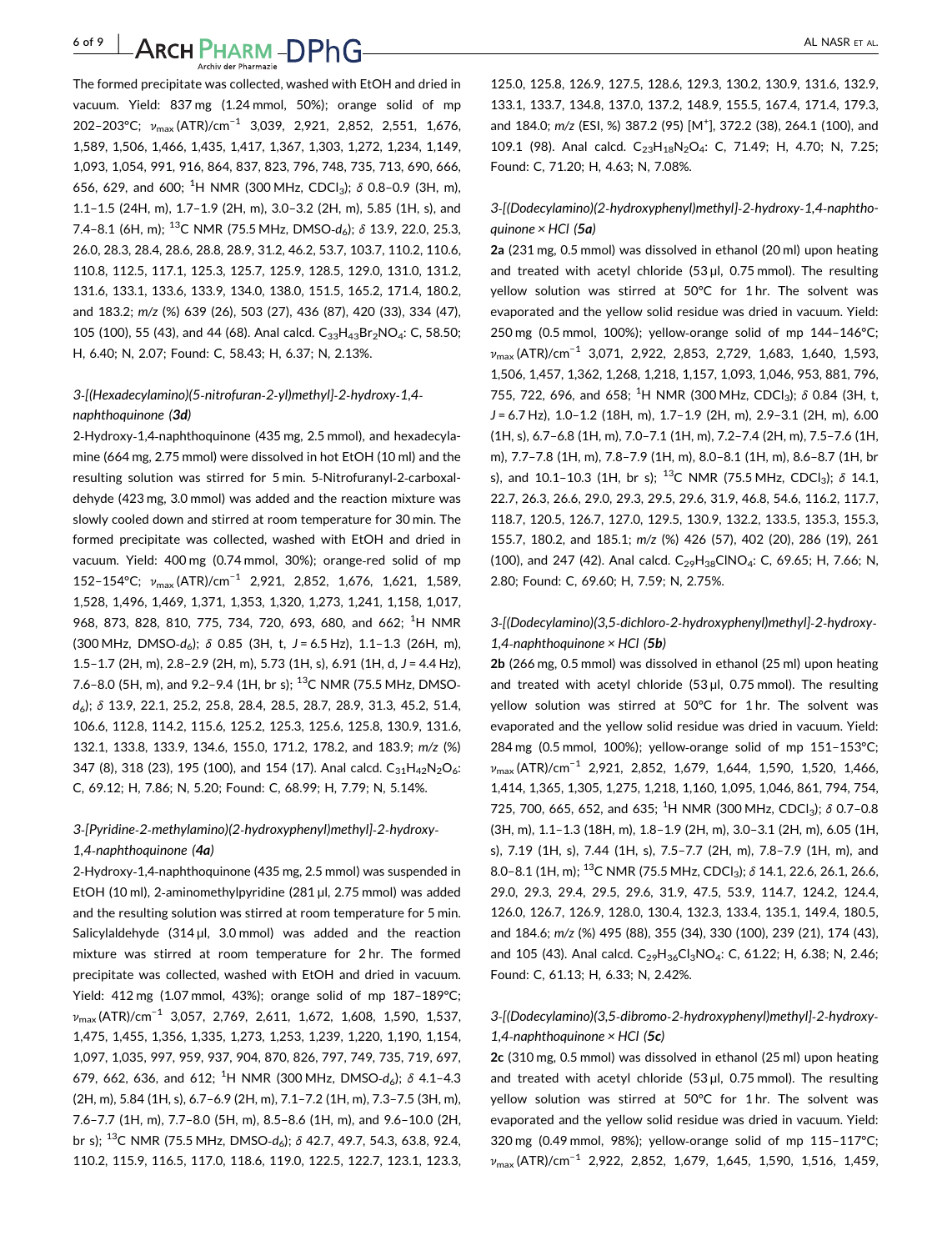The formed precipitate was collected, washed with EtOH and dried in vacuum. Yield: 837 mg (1.24 mmol, 50%); orange solid of mp 202–203°C; $\nu_{max}$ (ATR)/cm$^{-1}$ 3,039, 2,921, 2,852, 2,551, 1,676, 1,589, 1,506, 1,466, 1,435, 1,417, 1,367, 1,303, 1,272, 1,234, 1,149, 1,093, 1,054, 991, 916, 864, 837, 823, 796, 748, 735, 713, 690, 666, 656, 629, and 600; $^1$H NMR (300 MHz, CDCl$_3$); δ 0.8–0.9 (3H, m), 1.1–1.5 (24H, m), 1.7–1.9 (2H, m), 3.0–3.2 (2H, m), 5.85 (1H, s), and 7.4–8.1 (6H, m); $^{13}$C NMR (75.5 MHz, DMSO-$d_6$); δ 13.9, 22.0, 25.3, 26.0, 28.3, 28.4, 28.6, 28.8, 28.9, 31.2, 46.2, 53.7, 103.7, 110.2, 110.6, 110.8, 112.5, 117.1, 125.3, 125.7, 125.9, 128.5, 129.0, 131.0, 131.2, 131.6, 133.1, 133.6, 133.9, 134.0, 138.0, 151.5, 165.2, 171.4, 180.2, and 183.2; *m/z* (%) 639 (26), 503 (27), 436 (87), 420 (33), 334 (47), 105 (100), 55 (43), and 44 (68). Anal calcd. $C_{33}H_{43}Br_2NO_4$: C, 58.50; H, 6.40; N, 2.07; Found: C, 58.43; H, 6.37; N, 2.13%.

### *3-[(Hexadecylamino)(5-nitrofuran-2-yl)methyl]-2-hydroxy-1,4-naphthoquinone (**3d**)*

2-Hydroxy-1,4-naphthoquinone (435 mg, 2.5 mmol), and hexadecylamine (664 mg, 2.75 mmol) were dissolved in hot EtOH (10 ml) and the resulting solution was stirred for 5 min. 5-Nitrofuranyl-2-carboxaldehyde (423 mg, 3.0 mmol) was added and the reaction mixture was slowly cooled down and stirred at room temperature for 30 min. The formed precipitate was collected, washed with EtOH and dried in vacuum. Yield: 400 mg (0.74 mmol, 30%); orange-red solid of mp 152–154°C; $\nu_{max}$ (ATR)/cm$^{-1}$ 2,921, 2,852, 1,676, 1,621, 1,589, 1,528, 1,496, 1,469, 1,371, 1,353, 1,320, 1,273, 1,241, 1,158, 1,017, 968, 873, 828, 810, 775, 734, 720, 693, 680, and 662; $^1$H NMR (300 MHz, DMSO-$d_6$); δ 0.85 (3H, t, *J* = 6.5 Hz), 1.1–1.3 (26H, m), 1.5–1.7 (2H, m), 2.8–2.9 (2H, m), 5.73 (1H, s), 6.91 (1H, d, *J* = 4.4 Hz), 7.6–8.0 (5H, m), and 9.2–9.4 (1H, br s); $^{13}$C NMR (75.5 MHz, DMSO-$d_6$); δ 13.9, 22.1, 25.2, 25.8, 28.4, 28.5, 28.7, 28.9, 31.3, 45.2, 51.4, 106.6, 112.8, 114.2, 115.6, 125.2, 125.3, 125.6, 125.8, 130.9, 131.6, 132.1, 133.8, 133.9, 134.6, 155.0, 171.2, 178.2, and 183.9; *m/z* (%) 347 (8), 318 (23), 195 (100), and 154 (17). Anal calcd. $C_{31}H_{42}N_2O_6$: C, 69.12; H, 7.86; N, 5.20; Found: C, 68.99; H, 7.79; N, 5.14%.

### *3-[Pyridine-2-methylamino)(2-hydroxyphenyl)methyl]-2-hydroxy-1,4-naphthoquinone (**4a**)*

2-Hydroxy-1,4-naphthoquinone (435 mg, 2.5 mmol) was suspended in EtOH (10 ml), 2-aminomethylpyridine (281 µl, 2.75 mmol) was added and the resulting solution was stirred at room temperature for 5 min. Salicylaldehyde (314 µl, 3.0 mmol) was added and the reaction mixture was stirred at room temperature for 2 hr. The formed precipitate was collected, washed with EtOH and dried in vacuum. Yield: 412 mg (1.07 mmol, 43%); orange solid of mp 187–189°C; $\nu_{max}$ (ATR)/cm$^{-1}$ 3,057, 2,769, 2,611, 1,672, 1,608, 1,590, 1,537, 1,475, 1,455, 1,356, 1,335, 1,273, 1,253, 1,239, 1,220, 1,190, 1,154, 1,097, 1,035, 997, 959, 937, 904, 870, 826, 797, 749, 735, 719, 697, 679, 662, 636, and 612; $^1$H NMR (300 MHz, DMSO-$d_6$); δ 4.1–4.3 (2H, m), 5.84 (1H, s), 6.7–6.9 (2H, m), 7.1–7.2 (1H, m), 7.3–7.5 (3H, m), 7.6–7.7 (1H, m), 7.7–8.0 (5H, m), 8.5–8.6 (1H, m), and 9.6–10.0 (2H, br s); $^{13}$C NMR (75.5 MHz, DMSO-$d_6$); δ 42.7, 49.7, 54.3, 63.8, 92.4, 110.2, 115.9, 116.5, 117.0, 118.6, 119.0, 122.5, 122.7, 123.1, 123.3, 125.0, 125.8, 126.9, 127.5, 128.6, 129.3, 130.2, 130.9, 131.6, 132.9, 133.1, 133.7, 134.8, 137.0, 137.2, 148.9, 155.5, 167.4, 171.4, 179.3, and 184.0; *m/z* (ESI, %) 387.2 (95) [M$^+$], 372.2 (38), 264.1 (100), and 109.1 (98). Anal calcd. $C_{23}H_{18}N_2O_4$: C, 71.49; H, 4.70; N, 7.25; Found: C, 71.20; H, 4.63; N, 7.08%.

### *3-[(Dodecylamino)(2-hydroxyphenyl)methyl]-2-hydroxy-1,4-naphthoquinone × HCl (**5a**)*

**2a** (231 mg, 0.5 mmol) was dissolved in ethanol (20 ml) upon heating and treated with acetyl chloride (53 µl, 0.75 mmol). The resulting yellow solution was stirred at 50°C for 1 hr. The solvent was evaporated and the yellow solid residue was dried in vacuum. Yield: 250 mg (0.5 mmol, 100%); yellow-orange solid of mp 144–146°C; $\nu_{max}$ (ATR)/cm$^{-1}$ 3,071, 2,922, 2,853, 2,729, 1,683, 1,640, 1,593, 1,506, 1,457, 1,362, 1,268, 1,218, 1,157, 1,093, 1,046, 953, 881, 796, 755, 722, 696, and 658; $^1$H NMR (300 MHz, CDCl$_3$); δ 0.84 (3H, t, *J* = 6.7 Hz), 1.0–1.2 (18H, m), 1.7–1.9 (2H, m), 2.9–3.1 (2H, m), 6.00 (1H, s), 6.7–6.8 (1H, m), 7.0–7.1 (1H, m), 7.2–7.4 (2H, m), 7.5–7.6 (1H, m), 7.7–7.8 (1H, m), 7.8–7.9 (1H, m), 8.0–8.1 (1H, m), 8.6–8.7 (1H, br s), and 10.1–10.3 (1H, br s); $^{13}$C NMR (75.5 MHz, CDCl$_3$); δ 14.1, 22.7, 26.3, 26.6, 29.0, 29.3, 29.5, 29.6, 31.9, 46.8, 54.6, 116.2, 117.7, 118.7, 120.5, 126.7, 127.0, 129.5, 130.9, 132.2, 133.5, 135.3, 155.3, 155.7, 180.2, and 185.1; *m/z* (%) 426 (57), 402 (20), 286 (19), 261 (100), and 247 (42). Anal calcd. $C_{29}H_{38}ClNO_4$: C, 69.65; H, 7.66; N, 2.80; Found: C, 69.60; H, 7.59; N, 2.75%.

### *3-[(Dodecylamino)(3,5-dichloro-2-hydroxyphenyl)methyl]-2-hydroxy-1,4-naphthoquinone × HCl (**5b**)*

**2b** (266 mg, 0.5 mmol) was dissolved in ethanol (25 ml) upon heating and treated with acetyl chloride (53 µl, 0.75 mmol). The resulting yellow solution was stirred at 50°C for 1 hr. The solvent was evaporated and the yellow solid residue was dried in vacuum. Yield: 284 mg (0.5 mmol, 100%); yellow-orange solid of mp 151–153°C; $\nu_{max}$ (ATR)/cm$^{-1}$ 2,921, 2,852, 1,679, 1,644, 1,590, 1,520, 1,466, 1,414, 1,365, 1,305, 1,275, 1,218, 1,160, 1,095, 1,046, 861, 794, 754, 725, 700, 665, 652, and 635; $^1$H NMR (300 MHz, CDCl$_3$); δ 0.7–0.8 (3H, m), 1.1–1.3 (18H, m), 1.8–1.9 (2H, m), 3.0–3.1 (2H, m), 6.05 (1H, s), 7.19 (1H, s), 7.44 (1H, s), 7.5–7.7 (2H, m), 7.8–7.9 (1H, m), and 8.0–8.1 (1H, m); $^{13}$C NMR (75.5 MHz, CDCl$_3$); δ 14.1, 22.6, 26.1, 26.6, 29.0, 29.3, 29.4, 29.5, 29.6, 31.9, 47.5, 53.9, 114.7, 124.2, 124.4, 126.0, 126.7, 126.9, 128.0, 130.4, 132.3, 133.4, 135.1, 149.4, 180.5, and 184.6; *m/z* (%) 495 (88), 355 (34), 330 (100), 239 (21), 174 (43), and 105 (43). Anal calcd. $C_{29}H_{36}Cl_3NO_4$: C, 61.22; H, 6.38; N, 2.46; Found: C, 61.13; H, 6.33; N, 2.42%.

### *3-[(Dodecylamino)(3,5-dibromo-2-hydroxyphenyl)methyl]-2-hydroxy-1,4-naphthoquinone × HCl (**5c**)*

**2c** (310 mg, 0.5 mmol) was dissolved in ethanol (25 ml) upon heating and treated with acetyl chloride (53 µl, 0.75 mmol). The resulting yellow solution was stirred at 50°C for 1 hr. The solvent was evaporated and the yellow solid residue was dried in vacuum. Yield: 320 mg (0.49 mmol, 98%); yellow-orange solid of mp 115–117°C; $\nu_{max}$ (ATR)/cm$^{-1}$ 2,922, 2,852, 1,679, 1,645, 1,590, 1,516, 1,459,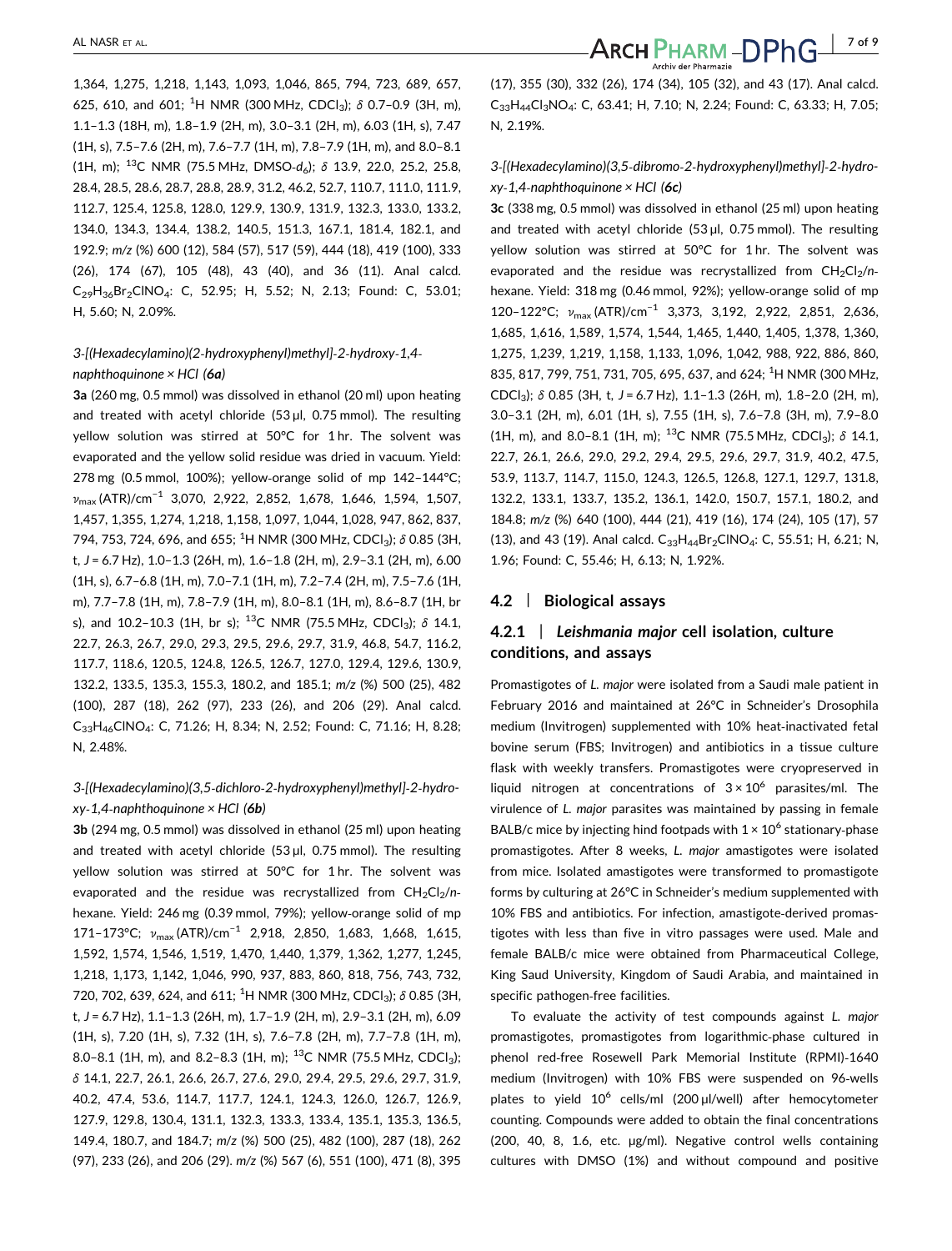1,364, 1,275, 1,218, 1,143, 1,093, 1,046, 865, 794, 723, 689, 657, 625, 610, and 601; $^1$H NMR (300 MHz, $CDCl_3$); δ 0.7–0.9 (3H, m), 1.1–1.3 (18H, m), 1.8–1.9 (2H, m), 3.0–3.1 (2H, m), 6.03 (1H, s), 7.47 (1H, s), 7.5–7.6 (2H, m), 7.6–7.7 (1H, m), 7.8–7.9 (1H, m), and 8.0–8.1 (1H, m); $^{13}$C NMR (75.5 MHz, DMSO-$d_6$); δ 13.9, 22.0, 25.2, 25.8, 28.4, 28.5, 28.6, 28.7, 28.8, 28.9, 31.2, 46.2, 52.7, 110.7, 111.0, 111.9, 112.7, 125.4, 125.8, 128.0, 129.9, 130.9, 131.9, 132.3, 133.0, 133.2, 134.0, 134.3, 134.4, 138.2, 140.5, 151.3, 167.1, 181.4, 182.1, and 192.9; *m/z* (%) 600 (12), 584 (57), 517 (59), 444 (18), 419 (100), 333 (26), 174 (67), 105 (48), 43 (40), and 36 (11). Anal calcd. $C_{29}H_{36}Br_2ClNO_4$: C, 52.95; H, 5.52; N, 2.13; Found: C, 53.01; H, 5.60; N, 2.09%.

#### *3-[(Hexadecylamino)(2-hydroxyphenyl)methyl]-2-hydroxy-1,4-naphthoquinone × HCl (**6a**)*

**3a** (260 mg, 0.5 mmol) was dissolved in ethanol (20 ml) upon heating and treated with acetyl chloride (53 µl, 0.75 mmol). The resulting yellow solution was stirred at 50°C for 1 hr. The solvent was evaporated and the yellow solid residue was dried in vacuum. Yield: 278 mg (0.5 mmol, 100%); yellow-orange solid of mp 142–144°C; $\nu_{max}$ (ATR)/cm$^{-1}$ 3,070, 2,922, 2,852, 1,678, 1,646, 1,594, 1,507, 1,457, 1,355, 1,274, 1,218, 1,158, 1,097, 1,044, 1,028, 947, 862, 837, 794, 753, 724, 696, and 655; $^1$H NMR (300 MHz, $CDCl_3$); δ 0.85 (3H, t, *J* = 6.7 Hz), 1.0–1.3 (26H, m), 1.6–1.8 (2H, m), 2.9–3.1 (2H, m), 6.00 (1H, s), 6.7–6.8 (1H, m), 7.0–7.1 (1H, m), 7.2–7.4 (2H, m), 7.5–7.6 (1H, m), 7.7–7.8 (1H, m), 7.8–7.9 (1H, m), 8.0–8.1 (1H, m), 8.6–8.7 (1H, br s), and 10.2–10.3 (1H, br s); $^{13}$C NMR (75.5 MHz, $CDCl_3$); δ 14.1, 22.7, 26.3, 26.7, 29.0, 29.3, 29.5, 29.6, 29.7, 31.9, 46.8, 54.7, 116.2, 117.7, 118.6, 120.5, 124.8, 126.5, 126.7, 127.0, 129.4, 129.6, 130.9, 132.2, 133.5, 135.3, 155.3, 180.2, and 185.1; *m/z* (%) 500 (25), 482 (100), 287 (18), 262 (97), 233 (26), and 206 (29). Anal calcd. $C_{33}H_{46}ClNO_4$: C, 71.26; H, 8.34; N, 2.52; Found: C, 71.16; H, 8.28; N, 2.48%.

#### *3-[(Hexadecylamino)(3,5-dichloro-2-hydroxyphenyl)methyl]-2-hydroxy-1,4-naphthoquinone × HCl (**6b**)*

**3b** (294 mg, 0.5 mmol) was dissolved in ethanol (25 ml) upon heating and treated with acetyl chloride (53 µl, 0.75 mmol). The resulting yellow solution was stirred at 50°C for 1 hr. The solvent was evaporated and the residue was recrystallized from $CH_2Cl_2$/*n*-hexane. Yield: 246 mg (0.39 mmol, 79%); yellow-orange solid of mp 171–173°C; $\nu_{max}$ (ATR)/cm$^{-1}$ 2,918, 2,850, 1,683, 1,668, 1,615, 1,592, 1,574, 1,546, 1,519, 1,470, 1,440, 1,379, 1,362, 1,277, 1,245, 1,218, 1,173, 1,142, 1,046, 990, 937, 883, 860, 818, 756, 743, 732, 720, 702, 639, 624, and 611; $^1$H NMR (300 MHz, $CDCl_3$); δ 0.85 (3H, t, *J* = 6.7 Hz), 1.1–1.3 (26H, m), 1.7–1.9 (2H, m), 2.9–3.1 (2H, m), 6.09 (1H, s), 7.20 (1H, s), 7.32 (1H, s), 7.6–7.8 (2H, m), 7.7–7.8 (1H, m), 8.0–8.1 (1H, m), and 8.2–8.3 (1H, m); $^{13}$C NMR (75.5 MHz, $CDCl_3$); δ 14.1, 22.7, 26.1, 26.6, 26.7, 27.6, 29.0, 29.4, 29.5, 29.6, 29.7, 31.9, 40.2, 47.4, 53.6, 114.7, 117.7, 124.1, 124.3, 126.0, 126.7, 126.9, 127.9, 129.8, 130.4, 131.1, 132.3, 133.3, 133.4, 135.1, 135.3, 136.5, 149.4, 180.7, and 184.7; *m/z* (%) 500 (25), 482 (100), 287 (18), 262 (97), 233 (26), and 206 (29). *m/z* (%) 567 (6), 551 (100), 471 (8), 395 (17), 355 (30), 332 (26), 174 (34), 105 (32), and 43 (17). Anal calcd. $C_{33}H_{44}Cl_3NO_4$: C, 63.41; H, 7.10; N, 2.24; Found: C, 63.33; H, 7.05; N, 2.19%.

#### *3-[(Hexadecylamino)(3,5-dibromo-2-hydroxyphenyl)methyl]-2-hydroxy-1,4-naphthoquinone × HCl (**6c**)*

**3c** (338 mg, 0.5 mmol) was dissolved in ethanol (25 ml) upon heating and treated with acetyl chloride (53 µl, 0.75 mmol). The resulting yellow solution was stirred at 50°C for 1 hr. The solvent was evaporated and the residue was recrystallized from $CH_2Cl_2$/*n*-hexane. Yield: 318 mg (0.46 mmol, 92%); yellow-orange solid of mp 120–122°C; $\nu_{max}$ (ATR)/cm$^{-1}$ 3,373, 3,192, 2,922, 2,851, 2,636, 1,685, 1,616, 1,589, 1,574, 1,544, 1,465, 1,440, 1,405, 1,378, 1,360, 1,275, 1,239, 1,219, 1,158, 1,133, 1,096, 1,042, 988, 922, 886, 860, 835, 817, 799, 751, 731, 705, 695, 637, and 624; $^1$H NMR (300 MHz, $CDCl_3$); δ 0.85 (3H, t, *J* = 6.7 Hz), 1.1–1.3 (26H, m), 1.8–2.0 (2H, m), 3.0–3.1 (2H, m), 6.01 (1H, s), 7.55 (1H, s), 7.6–7.8 (3H, m), 7.9–8.0 (1H, m), and 8.0–8.1 (1H, m); $^{13}$C NMR (75.5 MHz, $CDCl_3$); δ 14.1, 22.7, 26.1, 26.6, 29.0, 29.2, 29.4, 29.5, 29.6, 29.7, 31.9, 40.2, 47.5, 53.9, 113.7, 114.7, 115.0, 124.3, 126.5, 126.8, 127.1, 129.7, 131.8, 132.2, 133.1, 133.7, 135.2, 136.1, 142.0, 150.7, 157.1, 180.2, and 184.8; *m/z* (%) 640 (100), 444 (21), 419 (16), 174 (24), 105 (17), 57 (13), and 43 (19). Anal calcd. $C_{33}H_{44}Br_2ClNO_4$: C, 55.51; H, 6.21; N, 1.96; Found: C, 55.46; H, 6.13; N, 1.92%.

## 4.2 | Biological assays

### 4.2.1 | *Leishmania major* cell isolation, culture conditions, and assays

Promastigotes of *L. major* were isolated from a Saudi male patient in February 2016 and maintained at 26°C in Schneider's Drosophila medium (Invitrogen) supplemented with 10% heat-inactivated fetal bovine serum (FBS; Invitrogen) and antibiotics in a tissue culture flask with weekly transfers. Promastigotes were cryopreserved in liquid nitrogen at concentrations of $3 \times 10^6$ parasites/ml. The virulence of *L. major* parasites was maintained by passing in female BALB/c mice by injecting hind footpads with $1 \times 10^6$ stationary-phase promastigotes. After 8 weeks, *L. major* amastigotes were isolated from mice. Isolated amastigotes were transformed to promastigote forms by culturing at 26°C in Schneider's medium supplemented with 10% FBS and antibiotics. For infection, amastigote-derived promastigotes with less than five in vitro passages were used. Male and female BALB/c mice were obtained from Pharmaceutical College, King Saud University, Kingdom of Saudi Arabia, and maintained in specific pathogen-free facilities.

To evaluate the activity of test compounds against *L. major* promastigotes, promastigotes from logarithmic-phase cultured in phenol red-free Rosewell Park Memorial Institute (RPMI)-1640 medium (Invitrogen) with 10% FBS were suspended on 96-wells plates to yield $10^6$ cells/ml (200 µl/well) after hemocytometer counting. Compounds were added to obtain the final concentrations (200, 40, 8, 1.6, etc. µg/ml). Negative control wells containing cultures with DMSO (1%) and without compound and positive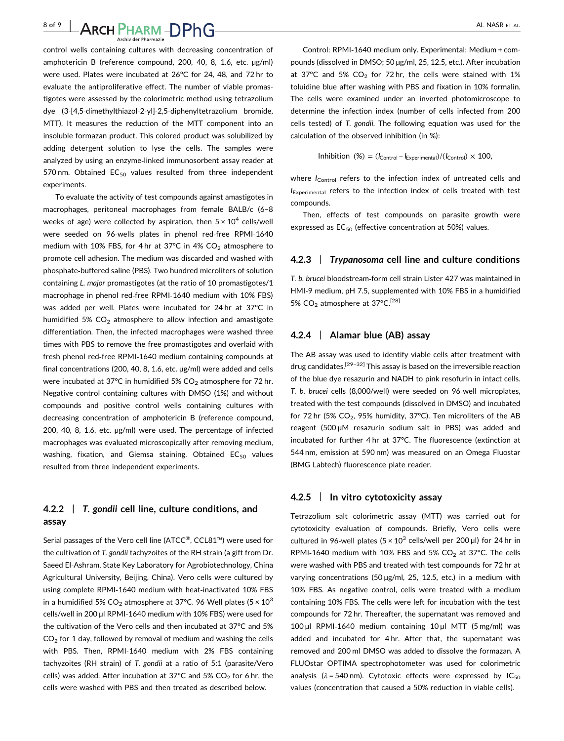control wells containing cultures with decreasing concentration of amphotericin B (reference compound, 200, 40, 8, 1.6, etc. µg/ml) were used. Plates were incubated at 26°C for 24, 48, and 72 hr to evaluate the antiproliferative effect. The number of viable promastigotes were assessed by the colorimetric method using tetrazolium dye (3-[4,5-dimethylthiazol-2-yl]-2,5-diphenyltetrazolium bromide, MTT). It measures the reduction of the MTT component into an insoluble formazan product. This colored product was solubilized by adding detergent solution to lyse the cells. The samples were analyzed by using an enzyme-linked immunosorbent assay reader at 570 nm. Obtained $EC_{50}$ values resulted from three independent experiments.

To evaluate the activity of test compounds against amastigotes in macrophages, peritoneal macrophages from female BALB/c (6–8 weeks of age) were collected by aspiration, then $5 \times 10^4$ cells/well were seeded on 96-wells plates in phenol red-free RPMI-1640 medium with 10% FBS, for 4 hr at 37°C in 4% $CO_2$ atmosphere to promote cell adhesion. The medium was discarded and washed with phosphate-buffered saline (PBS). Two hundred microliters of solution containing *L. major* promastigotes (at the ratio of 10 promastigotes/1 macrophage in phenol red-free RPMI-1640 medium with 10% FBS) was added per well. Plates were incubated for 24 hr at 37°C in humidified 5% $CO_2$ atmosphere to allow infection and amastigote differentiation. Then, the infected macrophages were washed three times with PBS to remove the free promastigotes and overlaid with fresh phenol red-free RPMI-1640 medium containing compounds at final concentrations (200, 40, 8, 1.6, etc. µg/ml) were added and cells were incubated at 37°C in humidified 5% $CO_2$ atmosphere for 72 hr. Negative control containing cultures with DMSO (1%) and without compounds and positive control wells containing cultures with decreasing concentration of amphotericin B (reference compound, 200, 40, 8, 1.6, etc. µg/ml) were used. The percentage of infected macrophages was evaluated microscopically after removing medium, washing, fixation, and Giemsa staining. Obtained $EC_{50}$ values resulted from three independent experiments.

### 4.2.2 | *T. gondii* cell line, culture conditions, and assay

Serial passages of the Vero cell line (ATCC®, CCL81™) were used for the cultivation of *T. gondii* tachyzoites of the RH strain (a gift from Dr. Saeed El-Ashram, State Key Laboratory for Agrobiotechnology, China Agricultural University, Beijing, China). Vero cells were cultured by using complete RPMI-1640 medium with heat-inactivated 10% FBS in a humidified 5% $CO_2$ atmosphere at 37°C. 96-Well plates ($5 \times 10^3$ cells/well in 200 µl RPMI-1640 medium with 10% FBS) were used for the cultivation of the Vero cells and then incubated at 37°C and 5% $CO_2$ for 1 day, followed by removal of medium and washing the cells with PBS. Then, RPMI-1640 medium with 2% FBS containing tachyzoites (RH strain) of *T. gondii* at a ratio of 5:1 (parasite/Vero cells) was added. After incubation at 37°C and 5% $CO_2$ for 6 hr, the cells were washed with PBS and then treated as described below.

Control: RPMI-1640 medium only. Experimental: Medium + compounds (dissolved in DMSO; 50 µg/ml, 25, 12.5, etc.). After incubation at 37°C and 5% $CO_2$ for 72 hr, the cells were stained with 1% toluidine blue after washing with PBS and fixation in 10% formalin. The cells were examined under an inverted photomicroscope to determine the infection index (number of cells infected from 200 cells tested) of *T. gondii*. The following equation was used for the calculation of the observed inhibition (in %):

$$\text{Inhibition } (\%) = (I_{\text{Control}} - I_{\text{Experimental}})/(I_{\text{Control}}) \times 100,$$

where $I_{\text{Control}}$ refers to the infection index of untreated cells and $I_{\text{Experimental}}$ refers to the infection index of cells treated with test compounds.

Then, effects of test compounds on parasite growth were expressed as $EC_{50}$ (effective concentration at 50%) values.

### 4.2.3 | *Trypanosoma* cell line and culture conditions

*T. b. brucei* bloodstream-form cell strain Lister 427 was maintained in HMI-9 medium, pH 7.5, supplemented with 10% FBS in a humidified 5% $CO_2$ atmosphere at 37°C.[28]

### 4.2.4 | Alamar blue (AB) assay

The AB assay was used to identify viable cells after treatment with drug candidates.[29–32] This assay is based on the irreversible reaction of the blue dye resazurin and NADH to pink resofurin in intact cells. *T. b. brucei* cells (8,000/well) were seeded on 96-well microplates, treated with the test compounds (dissolved in DMSO) and incubated for 72 hr (5% $CO_2$, 95% humidity, 37°C). Ten microliters of the AB reagent (500 µM resazurin sodium salt in PBS) was added and incubated for further 4 hr at 37°C. The fluorescence (extinction at 544 nm, emission at 590 nm) was measured on an Omega Fluostar (BMG Labtech) fluorescence plate reader.

### 4.2.5 | In vitro cytotoxicity assay

Tetrazolium salt colorimetric assay (MTT) was carried out for cytotoxicity evaluation of compounds. Briefly, Vero cells were cultured in 96-well plates ($5 \times 10^3$ cells/well per 200 µl) for 24 hr in RPMI-1640 medium with 10% FBS and 5% $CO_2$ at 37°C. The cells were washed with PBS and treated with test compounds for 72 hr at varying concentrations (50 µg/ml, 25, 12.5, etc.) in a medium with 10% FBS. As negative control, cells were treated with a medium containing 10% FBS. The cells were left for incubation with the test compounds for 72 hr. Thereafter, the supernatant was removed and 100 µl RPMI-1640 medium containing 10 µl MTT (5 mg/ml) was added and incubated for 4 hr. After that, the supernatant was removed and 200 ml DMSO was added to dissolve the formazan. A FLUOstar OPTIMA spectrophotometer was used for colorimetric analysis ($\lambda = 540$ nm). Cytotoxic effects were expressed by $IC_{50}$ values (concentration that caused a 50% reduction in viable cells).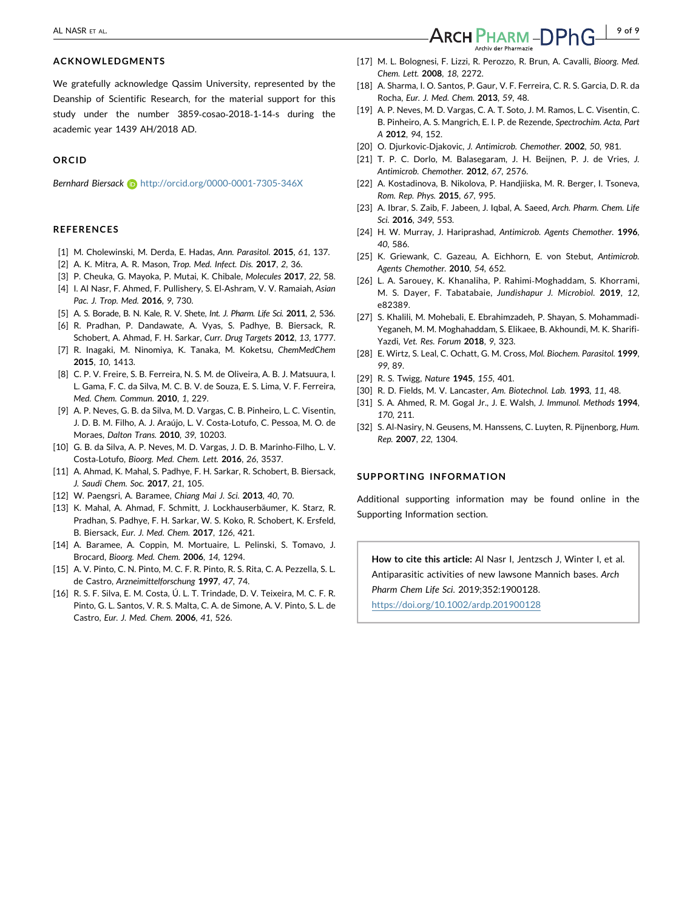## ACKNOWLEDGMENTS

We gratefully acknowledge Qassim University, represented by the Deanship of Scientific Research, for the material support for this study under the number 3859-cosao-2018-1-14-s during the academic year 1439 AH/2018 AD.

## ORCID

*Bernhard Biersack* http://orcid.org/0000-0001-7305-346X

## REFERENCES

[1] M. Cholewinski, M. Derda, E. Hadas, *Ann. Parasitol.* **2015**, *61*, 137.

[2] A. K. Mitra, A. R. Mason, *Trop. Med. Infect. Dis.* **2017**, *2*, 36.

[3] P. Cheuka, G. Mayoka, P. Mutai, K. Chibale, *Molecules* **2017**, *22*, 58.

[4] I. Al Nasr, F. Ahmed, F. Pullishery, S. El-Ashram, V. V. Ramaiah, *Asian Pac. J. Trop. Med.* **2016**, *9*, 730.

[5] A. S. Borade, B. N. Kale, R. V. Shete, *Int. J. Pharm. Life Sci.* **2011**, *2*, 536.

[6] R. Pradhan, P. Dandawate, A. Vyas, S. Padhye, B. Biersack, R. Schobert, A. Ahmad, F. H. Sarkar, *Curr. Drug Targets* **2012**, *13*, 1777.

[7] R. Inagaki, M. Ninomiya, K. Tanaka, M. Koketsu, *ChemMedChem* **2015**, *10*, 1413.

[8] C. P. V. Freire, S. B. Ferreira, N. S. M. de Oliveira, A. B. J. Matsuura, I. L. Gama, F. C. da Silva, M. C. B. V. de Souza, E. S. Lima, V. F. Ferreira, *Med. Chem. Commun.* **2010**, *1*, 229.

[9] A. P. Neves, G. B. da Silva, M. D. Vargas, C. B. Pinheiro, L. C. Visentin, J. D. B. M. Filho, A. J. Araújo, L. V. Costa-Lotufo, C. Pessoa, M. O. de Moraes, *Dalton Trans.* **2010**, *39*, 10203.

[10] G. B. da Silva, A. P. Neves, M. D. Vargas, J. D. B. Marinho-Filho, L. V. Costa-Lotufo, *Bioorg. Med. Chem. Lett.* **2016**, *26*, 3537.

[11] A. Ahmad, K. Mahal, S. Padhye, F. H. Sarkar, R. Schobert, B. Biersack, *J. Saudi Chem. Soc.* **2017**, *21*, 105.

[12] W. Paengsri, A. Baramee, *Chiang Mai J. Sci.* **2013**, *40*, 70.

[13] K. Mahal, A. Ahmad, F. Schmitt, J. Lockhauserbäumer, K. Starz, R. Pradhan, S. Padhye, F. H. Sarkar, W. S. Koko, R. Schobert, K. Ersfeld, B. Biersack, *Eur. J. Med. Chem.* **2017**, *126*, 421.

[14] A. Baramee, A. Coppin, M. Mortuaire, L. Pelinski, S. Tomavo, J. Brocard, *Bioorg. Med. Chem.* **2006**, *14*, 1294.

[15] A. V. Pinto, C. N. Pinto, M. C. F. R. Pinto, R. S. Rita, C. A. Pezzella, S. L. de Castro, *Arzneimittelforschung* **1997**, *47*, 74.

[16] R. S. F. Silva, E. M. Costa, Ú. L. T. Trindade, D. V. Teixeira, M. C. F. R. Pinto, G. L. Santos, V. R. S. Malta, C. A. de Simone, A. V. Pinto, S. L. de Castro, *Eur. J. Med. Chem.* **2006**, *41*, 526.

[17] M. L. Bolognesi, F. Lizzi, R. Perozzo, R. Brun, A. Cavalli, *Bioorg. Med. Chem. Lett.* **2008**, *18*, 2272.

[18] A. Sharma, I. O. Santos, P. Gaur, V. F. Ferreira, C. R. S. Garcia, D. R. da Rocha, *Eur. J. Med. Chem.* **2013**, *59*, 48.

[19] A. P. Neves, M. D. Vargas, C. A. T. Soto, J. M. Ramos, L. C. Visentin, C. B. Pinheiro, A. S. Mangrich, E. I. P. de Rezende, *Spectrochim. Acta, Part A* **2012**, *94*, 152.

[20] O. Djurkovic-Djakovic, *J. Antimicrob. Chemother.* **2002**, *50*, 981.

[21] T. P. C. Dorlo, M. Balasegaram, J. H. Beijnen, P. J. de Vries, *J. Antimicrob. Chemother.* **2012**, *67*, 2576.

[22] A. Kostadinova, B. Nikolova, P. Handjiiska, M. R. Berger, I. Tsoneva, *Rom. Rep. Phys.* **2015**, *67*, 995.

[23] A. Ibrar, S. Zaib, F. Jabeen, J. Iqbal, A. Saeed, *Arch. Pharm. Chem. Life Sci.* **2016**, *349*, 553.

[24] H. W. Murray, J. Hariprashad, *Antimicrob. Agents Chemother.* **1996**, *40*, 586.

[25] K. Griewank, C. Gazeau, A. Eichhorn, E. von Stebut, *Antimicrob. Agents Chemother.* **2010**, *54*, 652.

[26] L. A. Sarouey, K. Khanaliha, P. Rahimi-Moghaddam, S. Khorrami, M. S. Dayer, F. Tabatabaie, *Jundishapur J. Microbiol.* **2019**, *12*, e82389.

[27] S. Khalili, M. Mohebali, E. Ebrahimzadeh, P. Shayan, S. Mohammadi-Yeganeh, M. M. Moghahaddam, S. Elikaee, B. Akhoundi, M. K. Sharifi-Yazdi, *Vet. Res. Forum* **2018**, *9*, 323.

[28] E. Wirtz, S. Leal, C. Ochatt, G. M. Cross, *Mol. Biochem. Parasitol.* **1999**, *99*, 89.

[29] R. S. Twigg, *Nature* **1945**, *155*, 401.

[30] R. D. Fields, M. V. Lancaster, *Am. Biotechnol. Lab.* **1993**, *11*, 48.

[31] S. A. Ahmed, R. M. Gogal Jr., J. E. Walsh, *J. Immunol. Methods* **1994**, *170*, 211.

[32] S. Al-Nasiry, N. Geusens, M. Hanssens, C. Luyten, R. Pijnenborg, *Hum. Rep.* **2007**, *22*, 1304.

## SUPPORTING INFORMATION

Additional supporting information may be found online in the Supporting Information section.

**How to cite this article:** Al Nasr I, Jentzsch J, Winter I, et al. Antiparasitic activities of new lawsone Mannich bases. *Arch Pharm Chem Life Sci.* 2019;352:1900128. https://doi.org/10.1002/ardp.201900128